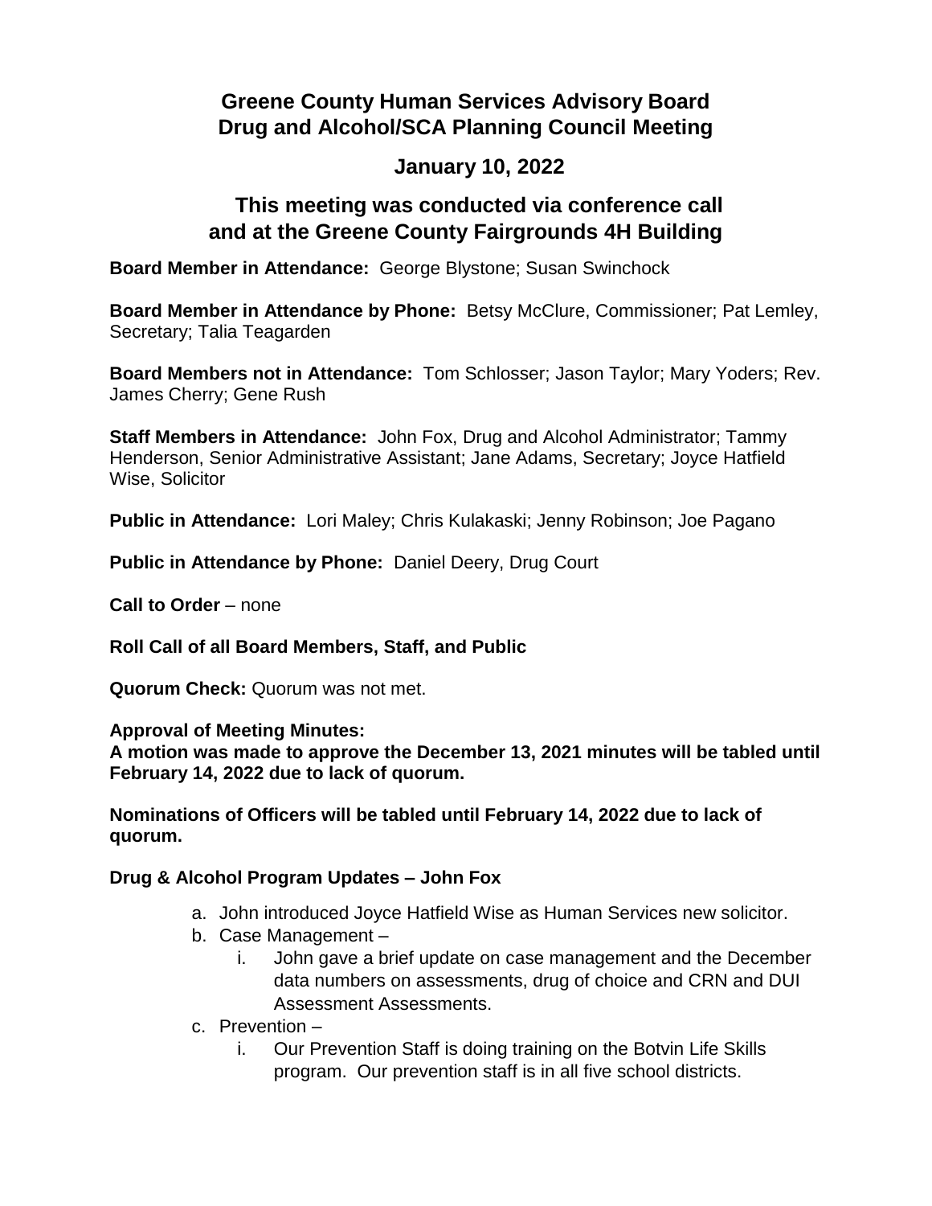# Greene County Human Services Advisory Board
# Drug and Alcohol/SCA Planning Council Meeting

## January 10, 2022

## This meeting was conducted via conference call and at the Greene County Fairgrounds 4H Building

**Board Member in Attendance:** George Blystone; Susan Swinchock

**Board Member in Attendance by Phone:** Betsy McClure, Commissioner; Pat Lemley, Secretary; Talia Teagarden

**Board Members not in Attendance:** Tom Schlosser; Jason Taylor; Mary Yoders; Rev. James Cherry; Gene Rush

**Staff Members in Attendance:** John Fox, Drug and Alcohol Administrator; Tammy Henderson, Senior Administrative Assistant; Jane Adams, Secretary; Joyce Hatfield Wise, Solicitor

**Public in Attendance:** Lori Maley; Chris Kulakaski; Jenny Robinson; Joe Pagano

**Public in Attendance by Phone:** Daniel Deery, Drug Court

**Call to Order** – none

**Roll Call of all Board Members, Staff, and Public**

**Quorum Check:** Quorum was not met.

**Approval of Meeting Minutes:**
**A motion was made to approve the December 13, 2021 minutes will be tabled until February 14, 2022 due to lack of quorum.**

**Nominations of Officers will be tabled until February 14, 2022 due to lack of quorum.**

**Drug & Alcohol Program Updates – John Fox**

a. John introduced Joyce Hatfield Wise as Human Services new solicitor.
b. Case Management –
    i. John gave a brief update on case management and the December data numbers on assessments, drug of choice and CRN and DUI Assessment Assessments.
c. Prevention –
    i. Our Prevention Staff is doing training on the Botvin Life Skills program. Our prevention staff is in all five school districts.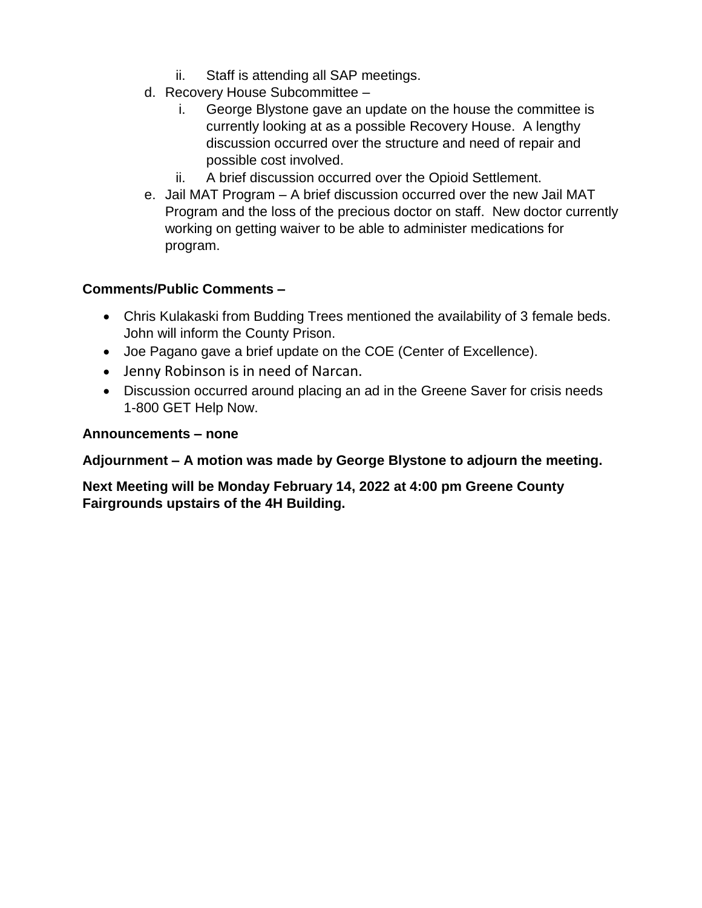- ii. Staff is attending all SAP meetings.

- d. Recovery House Subcommittee –
   - i. George Blystone gave an update on the house the committee is currently looking at as a possible Recovery House. A lengthy discussion occurred over the structure and need of repair and possible cost involved.
   - ii. A brief discussion occurred over the Opioid Settlement.
- e. Jail MAT Program – A brief discussion occurred over the new Jail MAT Program and the loss of the precious doctor on staff. New doctor currently working on getting waiver to be able to administer medications for program.

**Comments/Public Comments –**

- Chris Kulakaski from Budding Trees mentioned the availability of 3 female beds. John will inform the County Prison.
- Joe Pagano gave a brief update on the COE (Center of Excellence).
- Jenny Robinson is in need of Narcan.
- Discussion occurred around placing an ad in the Greene Saver for crisis needs 1-800 GET Help Now.

**Announcements – none**

**Adjournment – A motion was made by George Blystone to adjourn the meeting.**

**Next Meeting will be Monday February 14, 2022 at 4:00 pm Greene County Fairgrounds upstairs of the 4H Building.**